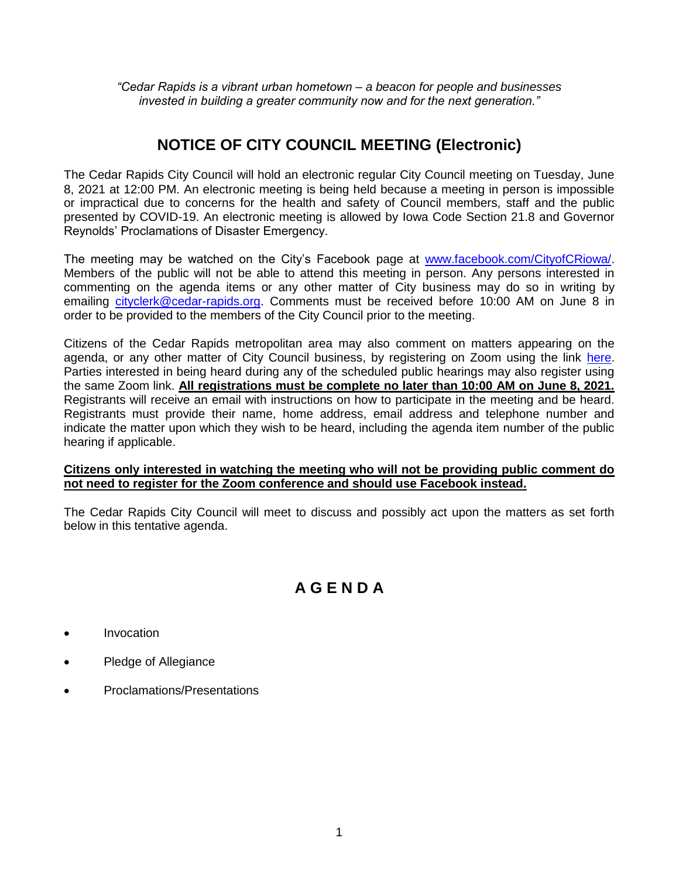*"Cedar Rapids is a vibrant urban hometown – a beacon for people and businesses invested in building a greater community now and for the next generation."*

# NOTICE OF CITY COUNCIL MEETING (Electronic)

The Cedar Rapids City Council will hold an electronic regular City Council meeting on Tuesday, June 8, 2021 at 12:00 PM. An electronic meeting is being held because a meeting in person is impossible or impractical due to concerns for the health and safety of Council members, staff and the public presented by COVID-19. An electronic meeting is allowed by Iowa Code Section 21.8 and Governor Reynolds' Proclamations of Disaster Emergency.

The meeting may be watched on the City's Facebook page at www.facebook.com/CityofCRiowa/. Members of the public will not be able to attend this meeting in person. Any persons interested in commenting on the agenda items or any other matter of City business may do so in writing by emailing cityclerk@cedar-rapids.org. Comments must be received before 10:00 AM on June 8 in order to be provided to the members of the City Council prior to the meeting.

Citizens of the Cedar Rapids metropolitan area may also comment on matters appearing on the agenda, or any other matter of City Council business, by registering on Zoom using the link here. Parties interested in being heard during any of the scheduled public hearings may also register using the same Zoom link. **All registrations must be complete no later than 10:00 AM on June 8, 2021.** Registrants will receive an email with instructions on how to participate in the meeting and be heard. Registrants must provide their name, home address, email address and telephone number and indicate the matter upon which they wish to be heard, including the agenda item number of the public hearing if applicable.

**Citizens only interested in watching the meeting who will not be providing public comment do not need to register for the Zoom conference and should use Facebook instead.**

The Cedar Rapids City Council will meet to discuss and possibly act upon the matters as set forth below in this tentative agenda.

## A G E N D A

- Invocation
- Pledge of Allegiance
- Proclamations/Presentations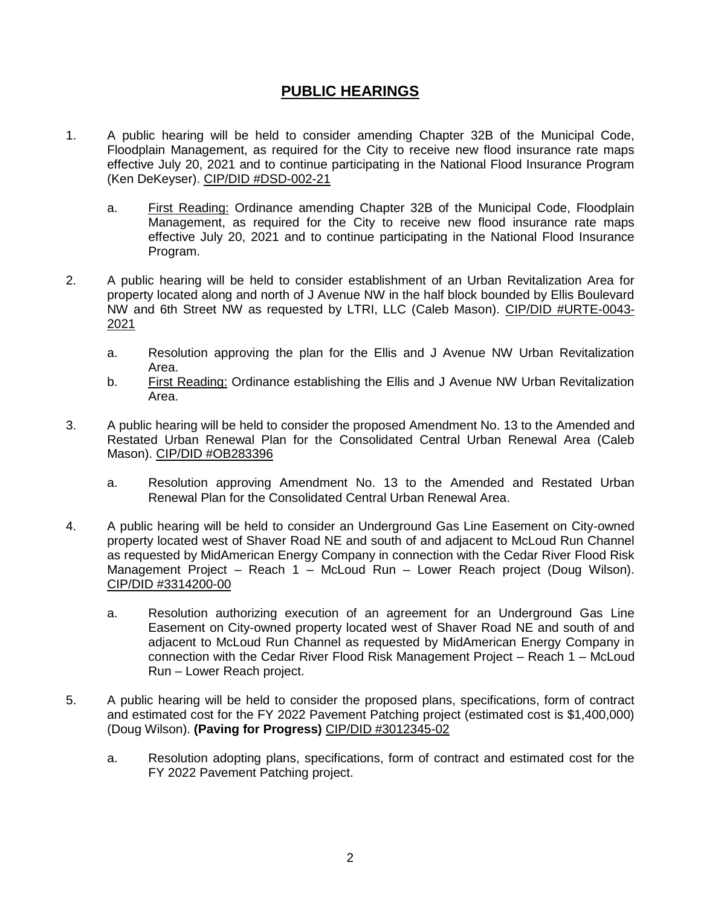# PUBLIC HEARINGS

1. A public hearing will be held to consider amending Chapter 32B of the Municipal Code, Floodplain Management, as required for the City to receive new flood insurance rate maps effective July 20, 2021 and to continue participating in the National Flood Insurance Program (Ken DeKeyser). CIP/DID #DSD-002-21

   a. First Reading: Ordinance amending Chapter 32B of the Municipal Code, Floodplain Management, as required for the City to receive new flood insurance rate maps effective July 20, 2021 and to continue participating in the National Flood Insurance Program.

2. A public hearing will be held to consider establishment of an Urban Revitalization Area for property located along and north of J Avenue NW in the half block bounded by Ellis Boulevard NW and 6th Street NW as requested by LTRI, LLC (Caleb Mason). CIP/DID #URTE-0043-2021

   a. Resolution approving the plan for the Ellis and J Avenue NW Urban Revitalization Area.
   b. First Reading: Ordinance establishing the Ellis and J Avenue NW Urban Revitalization Area.

3. A public hearing will be held to consider the proposed Amendment No. 13 to the Amended and Restated Urban Renewal Plan for the Consolidated Central Urban Renewal Area (Caleb Mason). CIP/DID #OB283396

   a. Resolution approving Amendment No. 13 to the Amended and Restated Urban Renewal Plan for the Consolidated Central Urban Renewal Area.

4. A public hearing will be held to consider an Underground Gas Line Easement on City-owned property located west of Shaver Road NE and south of and adjacent to McLoud Run Channel as requested by MidAmerican Energy Company in connection with the Cedar River Flood Risk Management Project – Reach 1 – McLoud Run – Lower Reach project (Doug Wilson). CIP/DID #3314200-00

   a. Resolution authorizing execution of an agreement for an Underground Gas Line Easement on City-owned property located west of Shaver Road NE and south of and adjacent to McLoud Run Channel as requested by MidAmerican Energy Company in connection with the Cedar River Flood Risk Management Project – Reach 1 – McLoud Run – Lower Reach project.

5. A public hearing will be held to consider the proposed plans, specifications, form of contract and estimated cost for the FY 2022 Pavement Patching project (estimated cost is $1,400,000) (Doug Wilson). **(Paving for Progress)** CIP/DID #3012345-02

   a. Resolution adopting plans, specifications, form of contract and estimated cost for the FY 2022 Pavement Patching project.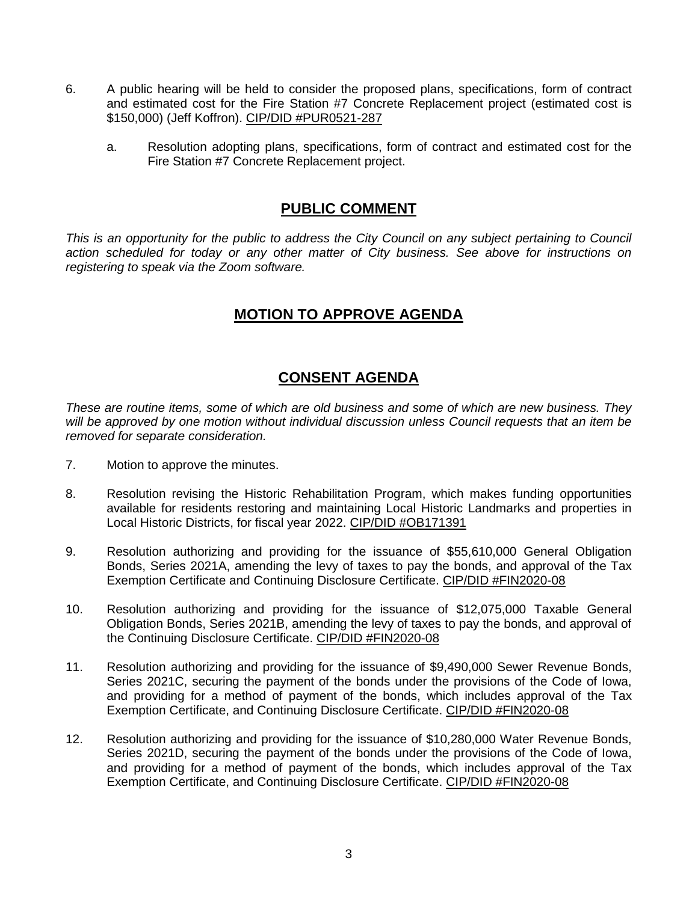6. A public hearing will be held to consider the proposed plans, specifications, form of contract and estimated cost for the Fire Station #7 Concrete Replacement project (estimated cost is $150,000) (Jeff Koffron). CIP/DID #PUR0521-287

   a. Resolution adopting plans, specifications, form of contract and estimated cost for the Fire Station #7 Concrete Replacement project.

## PUBLIC COMMENT

*This is an opportunity for the public to address the City Council on any subject pertaining to Council action scheduled for today or any other matter of City business. See above for instructions on registering to speak via the Zoom software.*

## MOTION TO APPROVE AGENDA

## CONSENT AGENDA

*These are routine items, some of which are old business and some of which are new business. They will be approved by one motion without individual discussion unless Council requests that an item be removed for separate consideration.*

7. Motion to approve the minutes.

8. Resolution revising the Historic Rehabilitation Program, which makes funding opportunities available for residents restoring and maintaining Local Historic Landmarks and properties in Local Historic Districts, for fiscal year 2022. CIP/DID #OB171391

9. Resolution authorizing and providing for the issuance of $55,610,000 General Obligation Bonds, Series 2021A, amending the levy of taxes to pay the bonds, and approval of the Tax Exemption Certificate and Continuing Disclosure Certificate. CIP/DID #FIN2020-08

10. Resolution authorizing and providing for the issuance of $12,075,000 Taxable General Obligation Bonds, Series 2021B, amending the levy of taxes to pay the bonds, and approval of the Continuing Disclosure Certificate. CIP/DID #FIN2020-08

11. Resolution authorizing and providing for the issuance of $9,490,000 Sewer Revenue Bonds, Series 2021C, securing the payment of the bonds under the provisions of the Code of Iowa, and providing for a method of payment of the bonds, which includes approval of the Tax Exemption Certificate, and Continuing Disclosure Certificate. CIP/DID #FIN2020-08

12. Resolution authorizing and providing for the issuance of $10,280,000 Water Revenue Bonds, Series 2021D, securing the payment of the bonds under the provisions of the Code of Iowa, and providing for a method of payment of the bonds, which includes approval of the Tax Exemption Certificate, and Continuing Disclosure Certificate. CIP/DID #FIN2020-08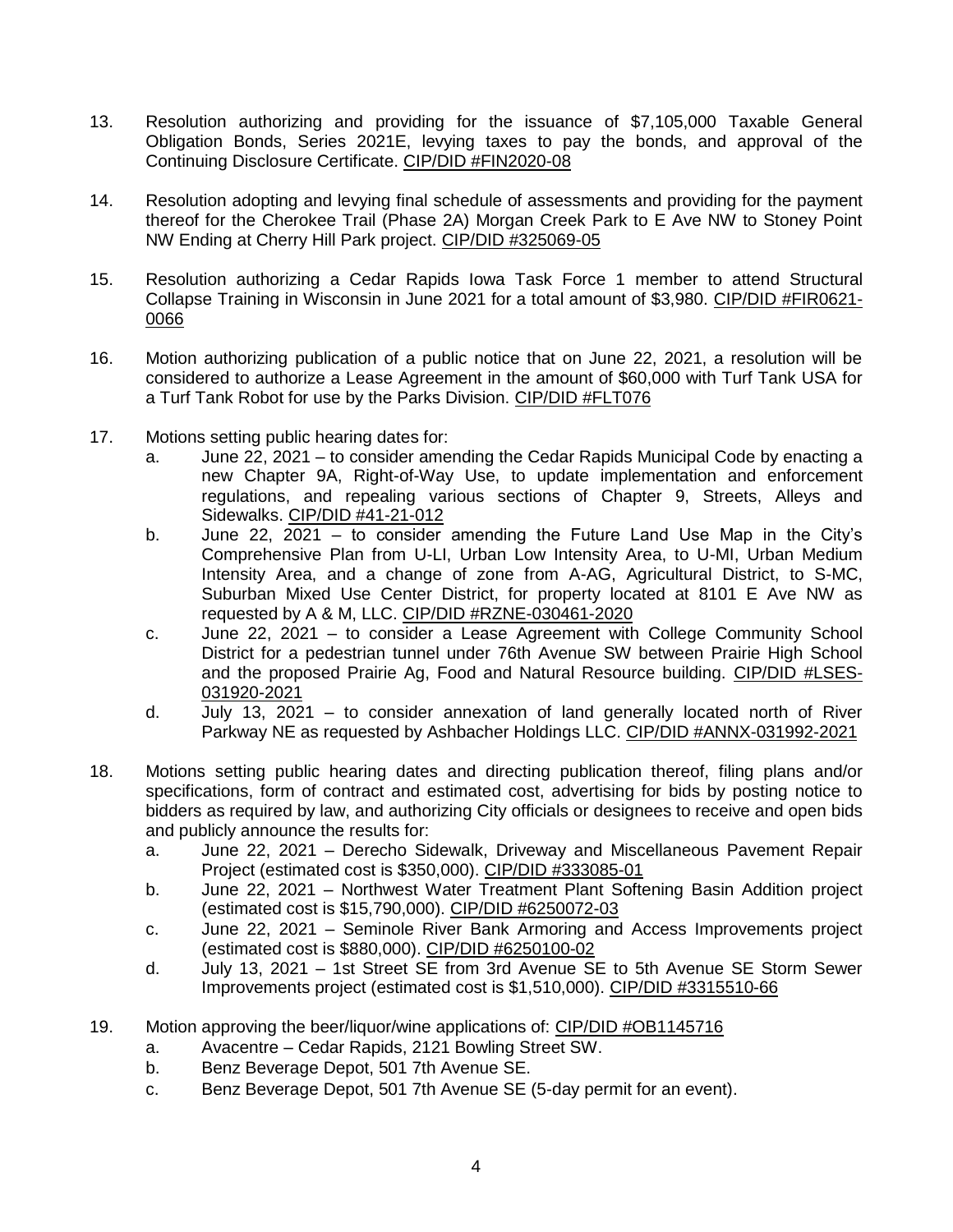13. Resolution authorizing and providing for the issuance of $7,105,000 Taxable General Obligation Bonds, Series 2021E, levying taxes to pay the bonds, and approval of the Continuing Disclosure Certificate. CIP/DID #FIN2020-08

14. Resolution adopting and levying final schedule of assessments and providing for the payment thereof for the Cherokee Trail (Phase 2A) Morgan Creek Park to E Ave NW to Stoney Point NW Ending at Cherry Hill Park project. CIP/DID #325069-05

15. Resolution authorizing a Cedar Rapids Iowa Task Force 1 member to attend Structural Collapse Training in Wisconsin in June 2021 for a total amount of $3,980. CIP/DID #FIR0621-0066

16. Motion authorizing publication of a public notice that on June 22, 2021, a resolution will be considered to authorize a Lease Agreement in the amount of $60,000 with Turf Tank USA for a Turf Tank Robot for use by the Parks Division. CIP/DID #FLT076

17. Motions setting public hearing dates for:
    a. June 22, 2021 – to consider amending the Cedar Rapids Municipal Code by enacting a new Chapter 9A, Right-of-Way Use, to update implementation and enforcement regulations, and repealing various sections of Chapter 9, Streets, Alleys and Sidewalks. CIP/DID #41-21-012
    b. June 22, 2021 – to consider amending the Future Land Use Map in the City's Comprehensive Plan from U-LI, Urban Low Intensity Area, to U-MI, Urban Medium Intensity Area, and a change of zone from A-AG, Agricultural District, to S-MC, Suburban Mixed Use Center District, for property located at 8101 E Ave NW as requested by A & M, LLC. CIP/DID #RZNE-030461-2020
    c. June 22, 2021 – to consider a Lease Agreement with College Community School District for a pedestrian tunnel under 76th Avenue SW between Prairie High School and the proposed Prairie Ag, Food and Natural Resource building. CIP/DID #LSES-031920-2021
    d. July 13, 2021 – to consider annexation of land generally located north of River Parkway NE as requested by Ashbacher Holdings LLC. CIP/DID #ANNX-031992-2021

18. Motions setting public hearing dates and directing publication thereof, filing plans and/or specifications, form of contract and estimated cost, advertising for bids by posting notice to bidders as required by law, and authorizing City officials or designees to receive and open bids and publicly announce the results for:
    a. June 22, 2021 – Derecho Sidewalk, Driveway and Miscellaneous Pavement Repair Project (estimated cost is $350,000). CIP/DID #333085-01
    b. June 22, 2021 – Northwest Water Treatment Plant Softening Basin Addition project (estimated cost is $15,790,000). CIP/DID #6250072-03
    c. June 22, 2021 – Seminole River Bank Armoring and Access Improvements project (estimated cost is $880,000). CIP/DID #6250100-02
    d. July 13, 2021 – 1st Street SE from 3rd Avenue SE to 5th Avenue SE Storm Sewer Improvements project (estimated cost is $1,510,000). CIP/DID #3315510-66

19. Motion approving the beer/liquor/wine applications of: CIP/DID #OB1145716
    a. Avacentre – Cedar Rapids, 2121 Bowling Street SW.
    b. Benz Beverage Depot, 501 7th Avenue SE.
    c. Benz Beverage Depot, 501 7th Avenue SE (5-day permit for an event).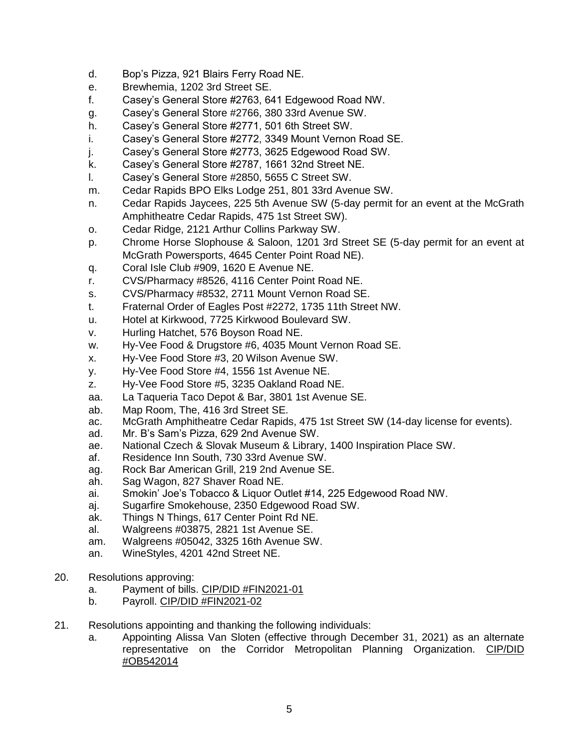d. Bop's Pizza, 921 Blairs Ferry Road NE.
e. Brewhemia, 1202 3rd Street SE.
f. Casey's General Store #2763, 641 Edgewood Road NW.
g. Casey's General Store #2766, 380 33rd Avenue SW.
h. Casey's General Store #2771, 501 6th Street SW.
i. Casey's General Store #2772, 3349 Mount Vernon Road SE.
j. Casey's General Store #2773, 3625 Edgewood Road SW.
k. Casey's General Store #2787, 1661 32nd Street NE.
l. Casey's General Store #2850, 5655 C Street SW.
m. Cedar Rapids BPO Elks Lodge 251, 801 33rd Avenue SW.
n. Cedar Rapids Jaycees, 225 5th Avenue SW (5-day permit for an event at the McGrath Amphitheatre Cedar Rapids, 475 1st Street SW).
o. Cedar Ridge, 2121 Arthur Collins Parkway SW.
p. Chrome Horse Slophouse & Saloon, 1201 3rd Street SE (5-day permit for an event at McGrath Powersports, 4645 Center Point Road NE).
q. Coral Isle Club #909, 1620 E Avenue NE.
r. CVS/Pharmacy #8526, 4116 Center Point Road NE.
s. CVS/Pharmacy #8532, 2711 Mount Vernon Road SE.
t. Fraternal Order of Eagles Post #2272, 1735 11th Street NW.
u. Hotel at Kirkwood, 7725 Kirkwood Boulevard SW.
v. Hurling Hatchet, 576 Boyson Road NE.
w. Hy-Vee Food & Drugstore #6, 4035 Mount Vernon Road SE.
x. Hy-Vee Food Store #3, 20 Wilson Avenue SW.
y. Hy-Vee Food Store #4, 1556 1st Avenue NE.
z. Hy-Vee Food Store #5, 3235 Oakland Road NE.
aa. La Taqueria Taco Depot & Bar, 3801 1st Avenue SE.
ab. Map Room, The, 416 3rd Street SE.
ac. McGrath Amphitheatre Cedar Rapids, 475 1st Street SW (14-day license for events).
ad. Mr. B's Sam's Pizza, 629 2nd Avenue SW.
ae. National Czech & Slovak Museum & Library, 1400 Inspiration Place SW.
af. Residence Inn South, 730 33rd Avenue SW.
ag. Rock Bar American Grill, 219 2nd Avenue SE.
ah. Sag Wagon, 827 Shaver Road NE.
ai. Smokin' Joe's Tobacco & Liquor Outlet #14, 225 Edgewood Road NW.
aj. Sugarfire Smokehouse, 2350 Edgewood Road SW.
ak. Things N Things, 617 Center Point Rd NE.
al. Walgreens #03875, 2821 1st Avenue SE.
am. Walgreens #05042, 3325 16th Avenue SW.
an. WineStyles, 4201 42nd Street NE.

20. Resolutions approving:
    a. Payment of bills. CIP/DID #FIN2021-01
    b. Payroll. CIP/DID #FIN2021-02

21. Resolutions appointing and thanking the following individuals:
    a. Appointing Alissa Van Sloten (effective through December 31, 2021) as an alternate representative on the Corridor Metropolitan Planning Organization. CIP/DID #OB542014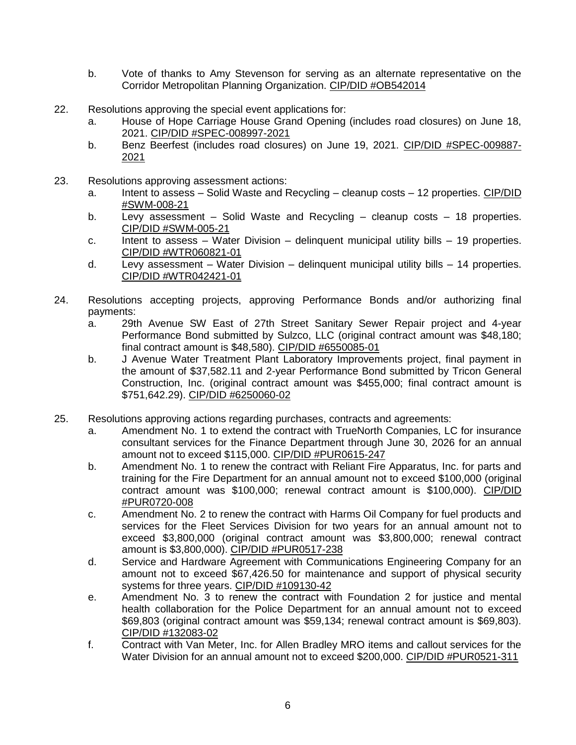b. Vote of thanks to Amy Stevenson for serving as an alternate representative on the Corridor Metropolitan Planning Organization. CIP/DID #OB542014

22. Resolutions approving the special event applications for:
    a. House of Hope Carriage House Grand Opening (includes road closures) on June 18, 2021. CIP/DID #SPEC-008997-2021
    b. Benz Beerfest (includes road closures) on June 19, 2021. CIP/DID #SPEC-009887-2021

23. Resolutions approving assessment actions:
    a. Intent to assess – Solid Waste and Recycling – cleanup costs – 12 properties. CIP/DID #SWM-008-21
    b. Levy assessment – Solid Waste and Recycling – cleanup costs – 18 properties. CIP/DID #SWM-005-21
    c. Intent to assess – Water Division – delinquent municipal utility bills – 19 properties. CIP/DID #WTR060821-01
    d. Levy assessment – Water Division – delinquent municipal utility bills – 14 properties. CIP/DID #WTR042421-01

24. Resolutions accepting projects, approving Performance Bonds and/or authorizing final payments:
    a. 29th Avenue SW East of 27th Street Sanitary Sewer Repair project and 4-year Performance Bond submitted by Sulzco, LLC (original contract was $48,180; final contract amount is $48,580). CIP/DID #6550085-01
    b. J Avenue Water Treatment Plant Laboratory Improvements project, final payment in the amount of $37,582.11 and 2-year Performance Bond submitted by Tricon General Construction, Inc. (original contract amount was $455,000; final contract amount is $751,642.29). CIP/DID #6250060-02

25. Resolutions approving actions regarding purchases, contracts and agreements:
    a. Amendment No. 1 to extend the contract with TrueNorth Companies, LC for insurance consultant services for the Finance Department through June 30, 2026 for an annual amount not to exceed $115,000. CIP/DID #PUR0615-247
    b. Amendment No. 1 to renew the contract with Reliant Fire Apparatus, Inc. for parts and training for the Fire Department for an annual amount not to exceed $100,000 (original contract amount was $100,000; renewal contract amount is $100,000). CIP/DID #PUR0720-008
    c. Amendment No. 2 to renew the contract with Harms Oil Company for fuel products and services for the Fleet Services Division for two years for an annual amount not to exceed $3,800,000 (original contract amount was $3,800,000; renewal contract amount is $3,800,000). CIP/DID #PUR0517-238
    d. Service and Hardware Agreement with Communications Engineering Company for an amount not to exceed $67,426.50 for maintenance and support of physical security systems for three years. CIP/DID #109130-42
    e. Amendment No. 3 to renew the contract with Foundation 2 for justice and mental health collaboration for the Police Department for an annual amount not to exceed $69,803 (original contract amount was $59,134; renewal contract amount is $69,803). CIP/DID #132083-02
    f. Contract with Van Meter, Inc. for Allen Bradley MRO items and callout services for the Water Division for an annual amount not to exceed $200,000. CIP/DID #PUR0521-311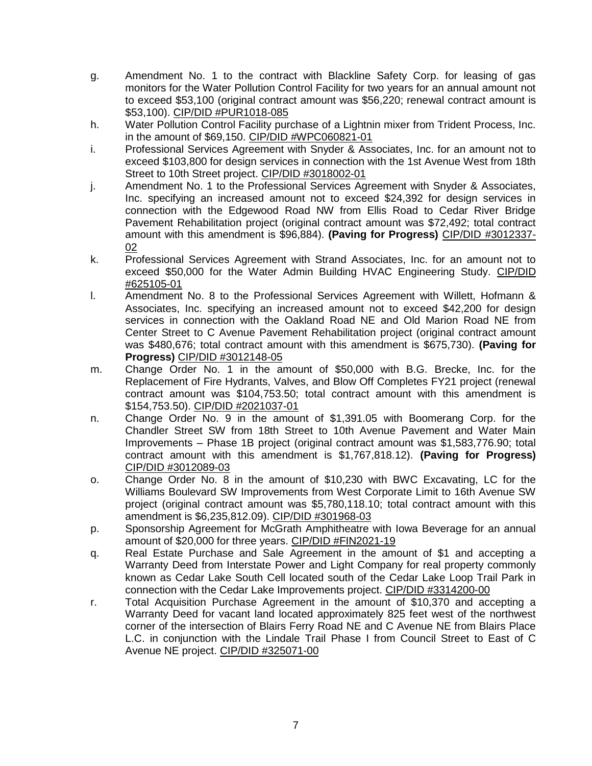g. Amendment No. 1 to the contract with Blackline Safety Corp. for leasing of gas monitors for the Water Pollution Control Facility for two years for an annual amount not to exceed $53,100 (original contract amount was $56,220; renewal contract amount is $53,100). CIP/DID #PUR1018-085

h. Water Pollution Control Facility purchase of a Lightnin mixer from Trident Process, Inc. in the amount of $69,150. CIP/DID #WPC060821-01

i. Professional Services Agreement with Snyder & Associates, Inc. for an amount not to exceed $103,800 for design services in connection with the 1st Avenue West from 18th Street to 10th Street project. CIP/DID #3018002-01

j. Amendment No. 1 to the Professional Services Agreement with Snyder & Associates, Inc. specifying an increased amount not to exceed $24,392 for design services in connection with the Edgewood Road NW from Ellis Road to Cedar River Bridge Pavement Rehabilitation project (original contract amount was $72,492; total contract amount with this amendment is $96,884). **(Paving for Progress)** CIP/DID #3012337-02

k. Professional Services Agreement with Strand Associates, Inc. for an amount not to exceed $50,000 for the Water Admin Building HVAC Engineering Study. CIP/DID #625105-01

l. Amendment No. 8 to the Professional Services Agreement with Willett, Hofmann & Associates, Inc. specifying an increased amount not to exceed $42,200 for design services in connection with the Oakland Road NE and Old Marion Road NE from Center Street to C Avenue Pavement Rehabilitation project (original contract amount was $480,676; total contract amount with this amendment is $675,730). **(Paving for Progress)** CIP/DID #3012148-05

m. Change Order No. 1 in the amount of $50,000 with B.G. Brecke, Inc. for the Replacement of Fire Hydrants, Valves, and Blow Off Completes FY21 project (renewal contract amount was $104,753.50; total contract amount with this amendment is $154,753.50). CIP/DID #2021037-01

n. Change Order No. 9 in the amount of $1,391.05 with Boomerang Corp. for the Chandler Street SW from 18th Street to 10th Avenue Pavement and Water Main Improvements – Phase 1B project (original contract amount was $1,583,776.90; total contract amount with this amendment is $1,767,818.12). **(Paving for Progress)** CIP/DID #3012089-03

o. Change Order No. 8 in the amount of $10,230 with BWC Excavating, LC for the Williams Boulevard SW Improvements from West Corporate Limit to 16th Avenue SW project (original contract amount was $5,780,118.10; total contract amount with this amendment is $6,235,812.09). CIP/DID #301968-03

p. Sponsorship Agreement for McGrath Amphitheatre with Iowa Beverage for an annual amount of $20,000 for three years. CIP/DID #FIN2021-19

q. Real Estate Purchase and Sale Agreement in the amount of $1 and accepting a Warranty Deed from Interstate Power and Light Company for real property commonly known as Cedar Lake South Cell located south of the Cedar Lake Loop Trail Park in connection with the Cedar Lake Improvements project. CIP/DID #3314200-00

r. Total Acquisition Purchase Agreement in the amount of $10,370 and accepting a Warranty Deed for vacant land located approximately 825 feet west of the northwest corner of the intersection of Blairs Ferry Road NE and C Avenue NE from Blairs Place L.C. in conjunction with the Lindale Trail Phase I from Council Street to East of C Avenue NE project. CIP/DID #325071-00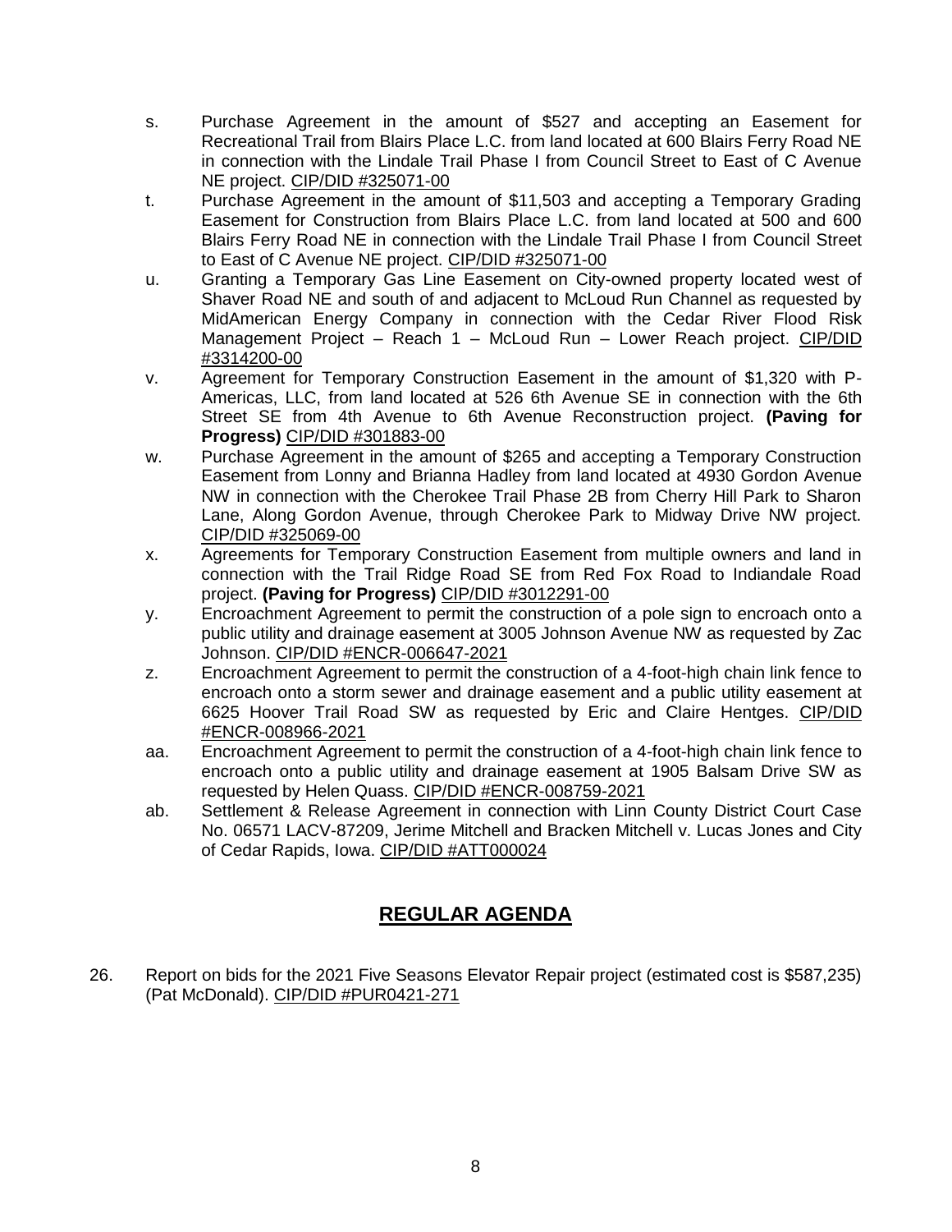s. Purchase Agreement in the amount of $527 and accepting an Easement for Recreational Trail from Blairs Place L.C. from land located at 600 Blairs Ferry Road NE in connection with the Lindale Trail Phase I from Council Street to East of C Avenue NE project. CIP/DID #325071-00

t. Purchase Agreement in the amount of $11,503 and accepting a Temporary Grading Easement for Construction from Blairs Place L.C. from land located at 500 and 600 Blairs Ferry Road NE in connection with the Lindale Trail Phase I from Council Street to East of C Avenue NE project. CIP/DID #325071-00

u. Granting a Temporary Gas Line Easement on City-owned property located west of Shaver Road NE and south of and adjacent to McLoud Run Channel as requested by MidAmerican Energy Company in connection with the Cedar River Flood Risk Management Project – Reach 1 – McLoud Run – Lower Reach project. CIP/DID #3314200-00

v. Agreement for Temporary Construction Easement in the amount of $1,320 with P-Americas, LLC, from land located at 526 6th Avenue SE in connection with the 6th Street SE from 4th Avenue to 6th Avenue Reconstruction project. **(Paving for Progress)** CIP/DID #301883-00

w. Purchase Agreement in the amount of $265 and accepting a Temporary Construction Easement from Lonny and Brianna Hadley from land located at 4930 Gordon Avenue NW in connection with the Cherokee Trail Phase 2B from Cherry Hill Park to Sharon Lane, Along Gordon Avenue, through Cherokee Park to Midway Drive NW project. CIP/DID #325069-00

x. Agreements for Temporary Construction Easement from multiple owners and land in connection with the Trail Ridge Road SE from Red Fox Road to Indiandale Road project. **(Paving for Progress)** CIP/DID #3012291-00

y. Encroachment Agreement to permit the construction of a pole sign to encroach onto a public utility and drainage easement at 3005 Johnson Avenue NW as requested by Zac Johnson. CIP/DID #ENCR-006647-2021

z. Encroachment Agreement to permit the construction of a 4-foot-high chain link fence to encroach onto a storm sewer and drainage easement and a public utility easement at 6625 Hoover Trail Road SW as requested by Eric and Claire Hentges. CIP/DID #ENCR-008966-2021

aa. Encroachment Agreement to permit the construction of a 4-foot-high chain link fence to encroach onto a public utility and drainage easement at 1905 Balsam Drive SW as requested by Helen Quass. CIP/DID #ENCR-008759-2021

ab. Settlement & Release Agreement in connection with Linn County District Court Case No. 06571 LACV-87209, Jerime Mitchell and Bracken Mitchell v. Lucas Jones and City of Cedar Rapids, Iowa. CIP/DID #ATT000024

## REGULAR AGENDA

26. Report on bids for the 2021 Five Seasons Elevator Repair project (estimated cost is $587,235) (Pat McDonald). CIP/DID #PUR0421-271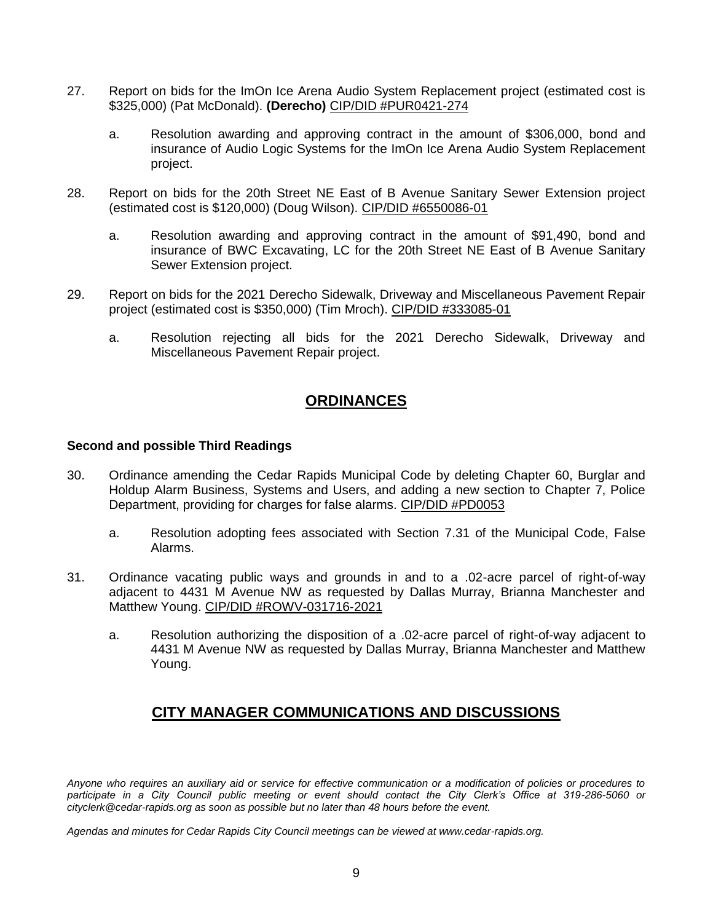27. Report on bids for the ImOn Ice Arena Audio System Replacement project (estimated cost is $325,000) (Pat McDonald). **(Derecho)** CIP/DID #PUR0421-274

    a. Resolution awarding and approving contract in the amount of $306,000, bond and insurance of Audio Logic Systems for the ImOn Ice Arena Audio System Replacement project.

28. Report on bids for the 20th Street NE East of B Avenue Sanitary Sewer Extension project (estimated cost is $120,000) (Doug Wilson). CIP/DID #6550086-01

    a. Resolution awarding and approving contract in the amount of $91,490, bond and insurance of BWC Excavating, LC for the 20th Street NE East of B Avenue Sanitary Sewer Extension project.

29. Report on bids for the 2021 Derecho Sidewalk, Driveway and Miscellaneous Pavement Repair project (estimated cost is $350,000) (Tim Mroch). CIP/DID #333085-01

    a. Resolution rejecting all bids for the 2021 Derecho Sidewalk, Driveway and Miscellaneous Pavement Repair project.

## ORDINANCES

**Second and possible Third Readings**

30. Ordinance amending the Cedar Rapids Municipal Code by deleting Chapter 60, Burglar and Holdup Alarm Business, Systems and Users, and adding a new section to Chapter 7, Police Department, providing for charges for false alarms. CIP/DID #PD0053

    a. Resolution adopting fees associated with Section 7.31 of the Municipal Code, False Alarms.

31. Ordinance vacating public ways and grounds in and to a .02-acre parcel of right-of-way adjacent to 4431 M Avenue NW as requested by Dallas Murray, Brianna Manchester and Matthew Young. CIP/DID #ROWV-031716-2021

    a. Resolution authorizing the disposition of a .02-acre parcel of right-of-way adjacent to 4431 M Avenue NW as requested by Dallas Murray, Brianna Manchester and Matthew Young.

## CITY MANAGER COMMUNICATIONS AND DISCUSSIONS

*Anyone who requires an auxiliary aid or service for effective communication or a modification of policies or procedures to participate in a City Council public meeting or event should contact the City Clerk's Office at 319-286-5060 or cityclerk@cedar-rapids.org as soon as possible but no later than 48 hours before the event.*

*Agendas and minutes for Cedar Rapids City Council meetings can be viewed at www.cedar-rapids.org.*